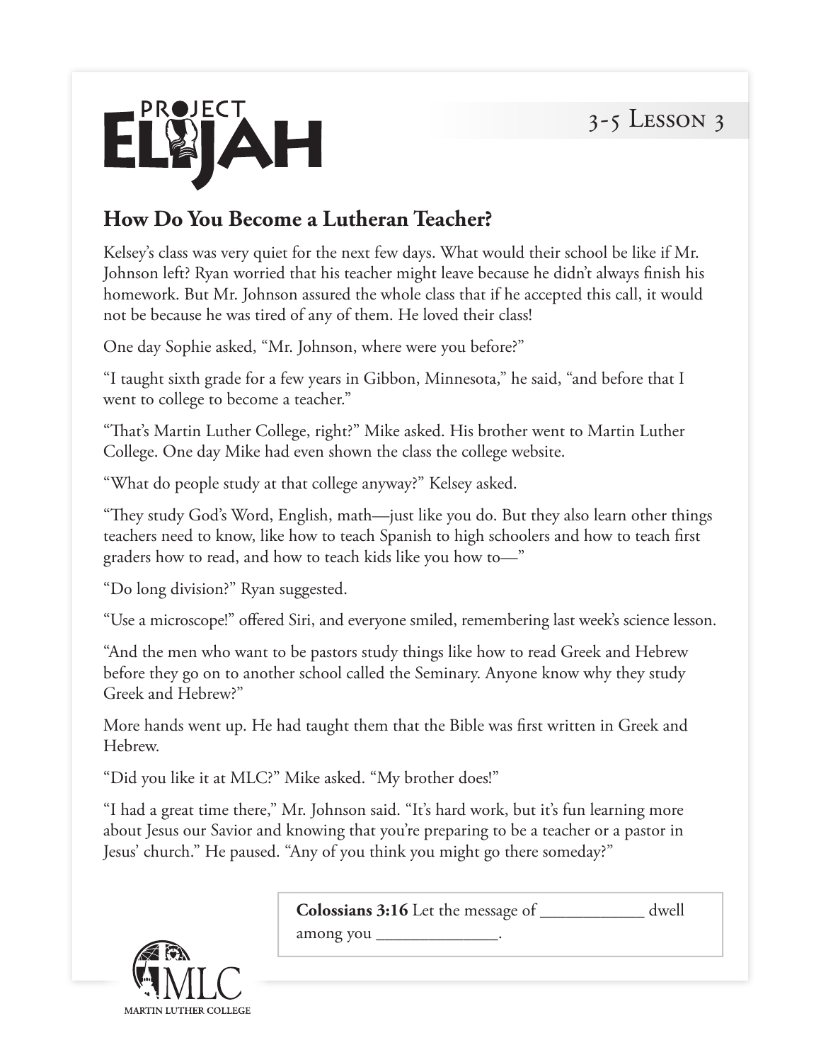# How Do You Become a Lutheran Teacher?

Kelsey's class was very quiet for the next few days. What would their school be like if Mr. Johnson left? Ryan worried that his teacher might leave because he didn't always finish his homework. But Mr. Johnson assured the whole class that if he accepted this call, it would not be because he was tired of any of them. He loved their class!

One day Sophie asked, "Mr. Johnson, where were you before?"

"I taught sixth grade for a few years in Gibbon, Minnesota," he said, "and before that I went to college to become a teacher."

"That's Martin Luther College, right?" Mike asked. His brother went to Martin Luther College. One day Mike had even shown the class the college website.

"What do people study at that college anyway?" Kelsey asked.

"They study God's Word, English, math—just like you do. But they also learn other things teachers need to know, like how to teach Spanish to high schoolers and how to teach first graders how to read, and how to teach kids like you how to—"

"Do long division?" Ryan suggested.

"Use a microscope!" offered Siri, and everyone smiled, remembering last week's science lesson.

"And the men who want to be pastors study things like how to read Greek and Hebrew before they go on to another school called the Seminary. Anyone know why they study Greek and Hebrew?"

More hands went up. He had taught them that the Bible was first written in Greek and Hebrew.

"Did you like it at MLC?" Mike asked. "My brother does!"

"I had a great time there," Mr. Johnson said. "It's hard work, but it's fun learning more about Jesus our Savior and knowing that you're preparing to be a teacher or a pastor in Jesus' church." He paused. "Any of you think you might go there someday?"

**Colossians 3:16** Let the message of ____________ dwell among you ______________.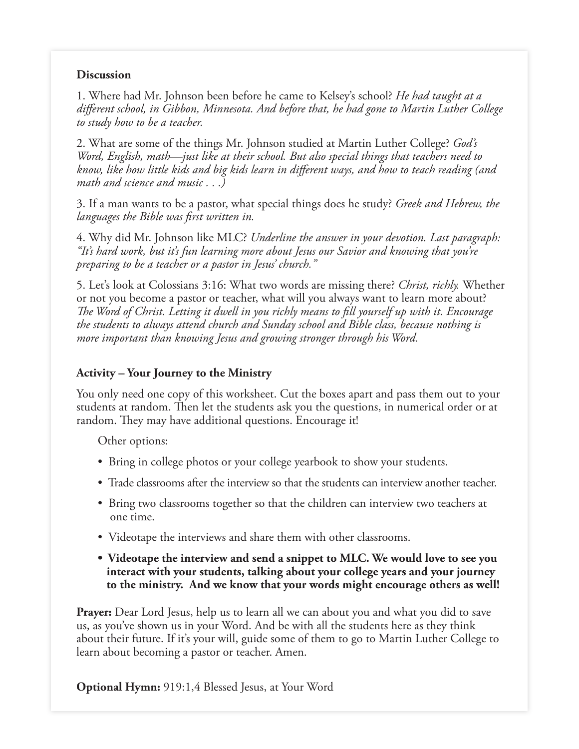**Discussion**

1. Where had Mr. Johnson been before he came to Kelsey's school? *He had taught at a different school, in Gibbon, Minnesota. And before that, he had gone to Martin Luther College to study how to be a teacher.*

2. What are some of the things Mr. Johnson studied at Martin Luther College? *God's Word, English, math—just like at their school. But also special things that teachers need to know, like how little kids and big kids learn in different ways, and how to teach reading (and math and science and music . . .)*

3. If a man wants to be a pastor, what special things does he study? *Greek and Hebrew, the languages the Bible was first written in.*

4. Why did Mr. Johnson like MLC? *Underline the answer in your devotion. Last paragraph: "It's hard work, but it's fun learning more about Jesus our Savior and knowing that you're preparing to be a teacher or a pastor in Jesus' church."*

5. Let's look at Colossians 3:16: What two words are missing there? *Christ, richly.* Whether or not you become a pastor or teacher, what will you always want to learn more about? *The Word of Christ. Letting it dwell in you richly means to fill yourself up with it. Encourage the students to always attend church and Sunday school and Bible class, because nothing is more important than knowing Jesus and growing stronger through his Word.*

**Activity – Your Journey to the Ministry**

You only need one copy of this worksheet. Cut the boxes apart and pass them out to your students at random. Then let the students ask you the questions, in numerical order or at random. They may have additional questions. Encourage it!

Other options:

- Bring in college photos or your college yearbook to show your students.
- Trade classrooms after the interview so that the students can interview another teacher.
- Bring two classrooms together so that the children can interview two teachers at one time.
- Videotape the interviews and share them with other classrooms.
- **Videotape the interview and send a snippet to MLC. We would love to see you interact with your students, talking about your college years and your journey to the ministry. And we know that your words might encourage others as well!**

**Prayer:** Dear Lord Jesus, help us to learn all we can about you and what you did to save us, as you've shown us in your Word. And be with all the students here as they think about their future. If it's your will, guide some of them to go to Martin Luther College to learn about becoming a pastor or teacher. Amen.

**Optional Hymn:** 919:1,4 Blessed Jesus, at Your Word